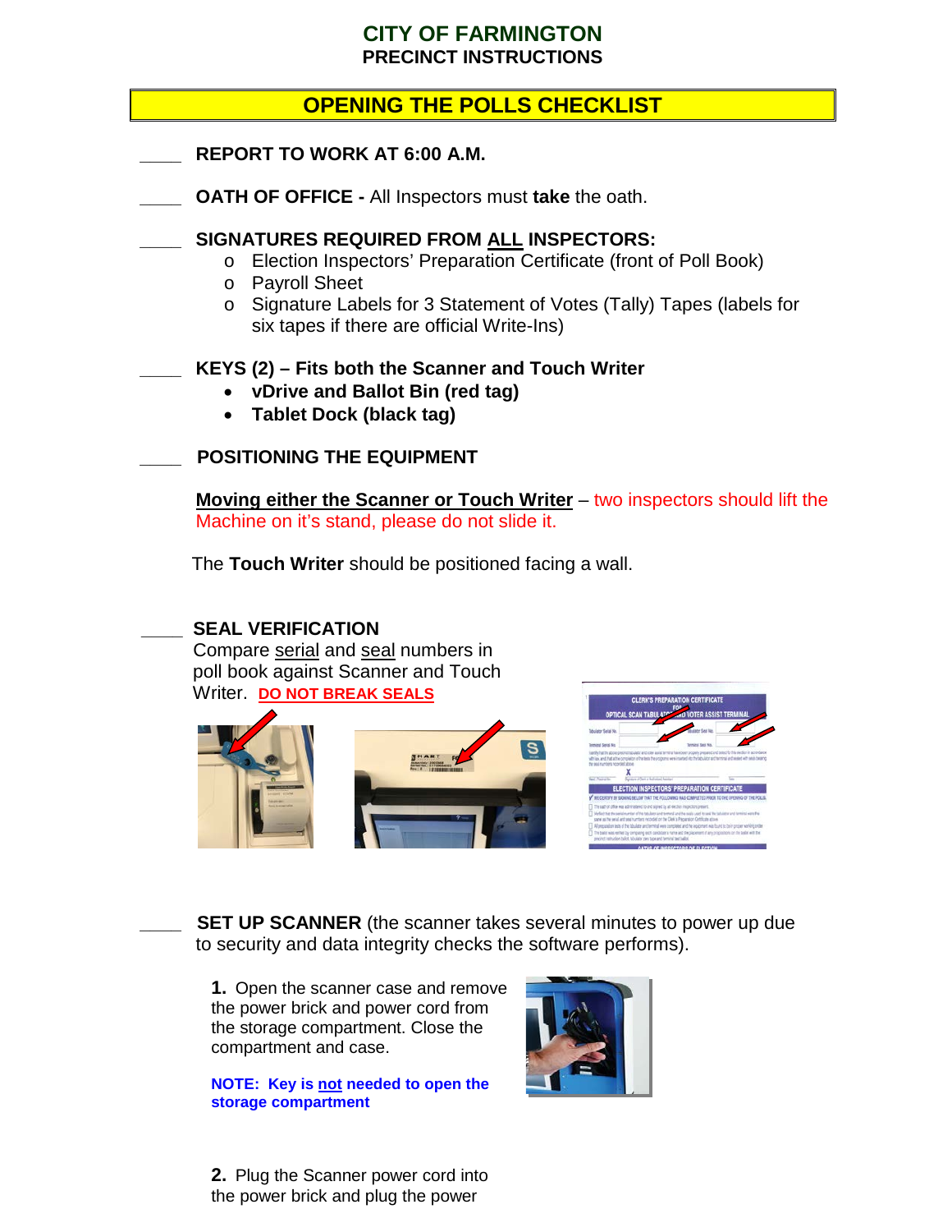# CITY OF FARMINGTON
## PRECINCT INSTRUCTIONS

## OPENING THE POLLS CHECKLIST

____ **REPORT TO WORK AT 6:00 A.M.**

____ **OATH OF OFFICE -** All Inspectors must **take** the oath.

____ **SIGNATURES REQUIRED FROM ALL INSPECTORS:**

- Election Inspectors' Preparation Certificate (front of Poll Book)
- Payroll Sheet
- Signature Labels for 3 Statement of Votes (Tally) Tapes (labels for six tapes if there are official Write-Ins)

____ **KEYS (2) – Fits both the Scanner and Touch Writer**

- **vDrive and Ballot Bin (red tag)**
- **Tablet Dock (black tag)**

____ **POSITIONING THE EQUIPMENT**

**Moving either the Scanner or Touch Writer** – two inspectors should lift the Machine on it's stand, please do not slide it.

The **Touch Writer** should be positioned facing a wall.

____ **SEAL VERIFICATION**

Compare serial and seal numbers in poll book against Scanner and Touch Writer. **DO NOT BREAK SEALS**

____ **SET UP SCANNER** (the scanner takes several minutes to power up due to security and data integrity checks the software performs).

**1.** Open the scanner case and remove the power brick and power cord from the storage compartment. Close the compartment and case.

**NOTE: Key is not needed to open the storage compartment**

**2.** Plug the Scanner power cord into the power brick and plug the power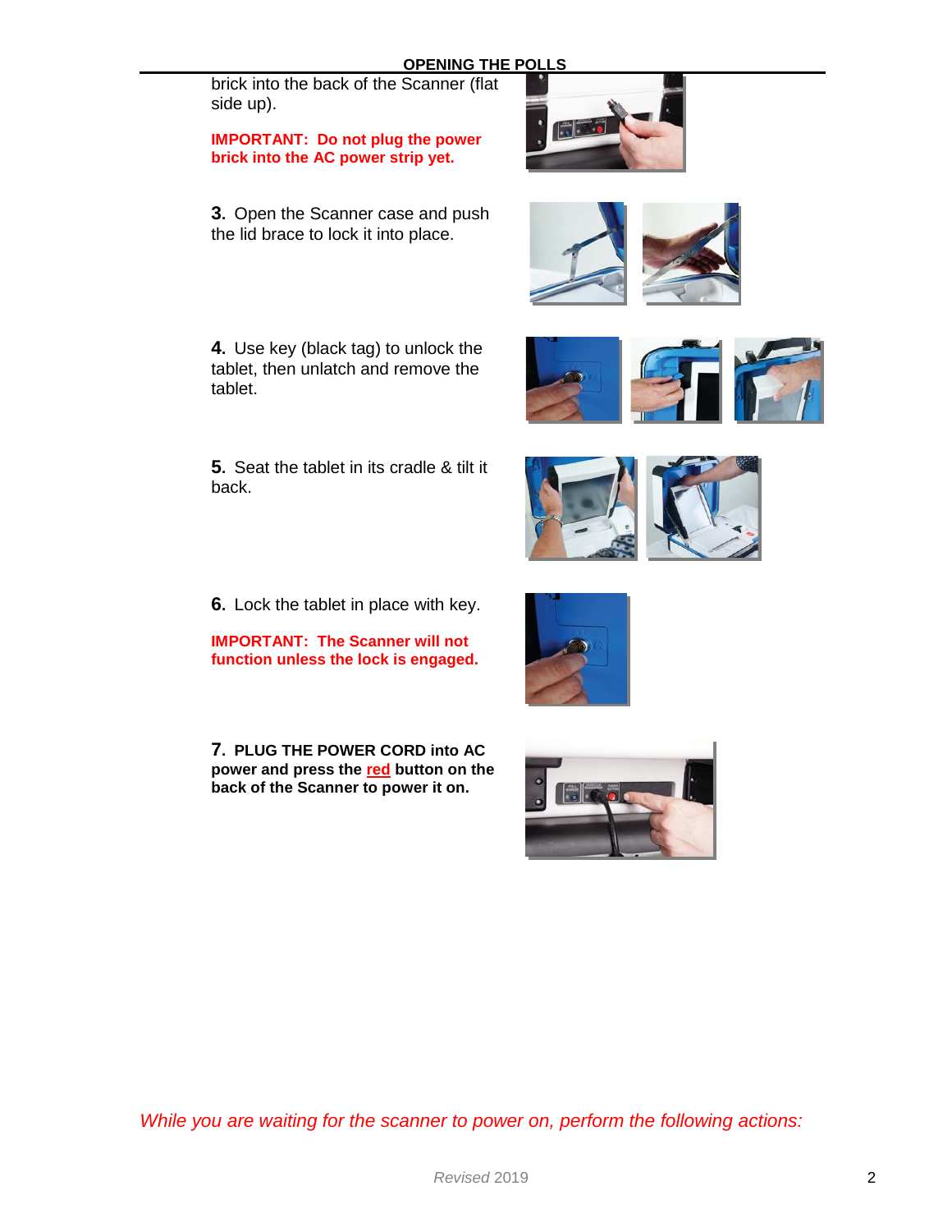brick into the back of the Scanner (flat side up).

**IMPORTANT: Do not plug the power brick into the AC power strip yet.**

**3.** Open the Scanner case and push the lid brace to lock it into place.

**4.** Use key (black tag) to unlock the tablet, then unlatch and remove the tablet.

**5.** Seat the tablet in its cradle & tilt it back.

**6.** Lock the tablet in place with key.

**IMPORTANT: The Scanner will not function unless the lock is engaged.**

**7. PLUG THE POWER CORD into AC power and press the red button on the back of the Scanner to power it on.**

*While you are waiting for the scanner to power on, perform the following actions:*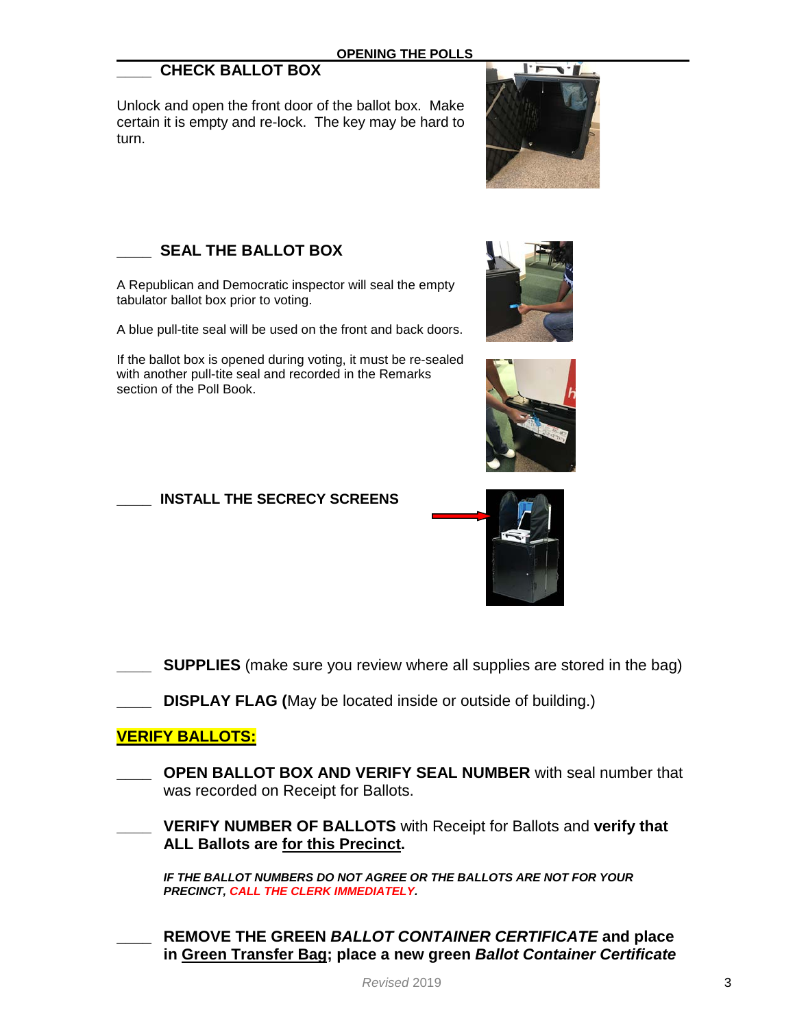## OPENING THE POLLS

### ____ CHECK BALLOT BOX

Unlock and open the front door of the ballot box. Make certain it is empty and re-lock. The key may be hard to turn.

### ____ SEAL THE BALLOT BOX

A Republican and Democratic inspector will seal the empty tabulator ballot box prior to voting.

A blue pull-tite seal will be used on the front and back doors.

If the ballot box is opened during voting, it must be re-sealed with another pull-tite seal and recorded in the Remarks section of the Poll Book.

### ____ INSTALL THE SECRECY SCREENS

____ **SUPPLIES** (make sure you review where all supplies are stored in the bag)

____ **DISPLAY FLAG (**May be located inside or outside of building.)

**VERIFY BALLOTS:**

____ **OPEN BALLOT BOX AND VERIFY SEAL NUMBER** with seal number that was recorded on Receipt for Ballots.

____ **VERIFY NUMBER OF BALLOTS** with Receipt for Ballots and **verify that ALL Ballots are for this Precinct.**

***IF THE BALLOT NUMBERS DO NOT AGREE OR THE BALLOTS ARE NOT FOR YOUR PRECINCT, CALL THE CLERK IMMEDIATELY.***

____ **REMOVE THE GREEN *BALLOT CONTAINER CERTIFICATE* and place in Green Transfer Bag; place a new green *Ballot Container Certificate***

*Revised* 2019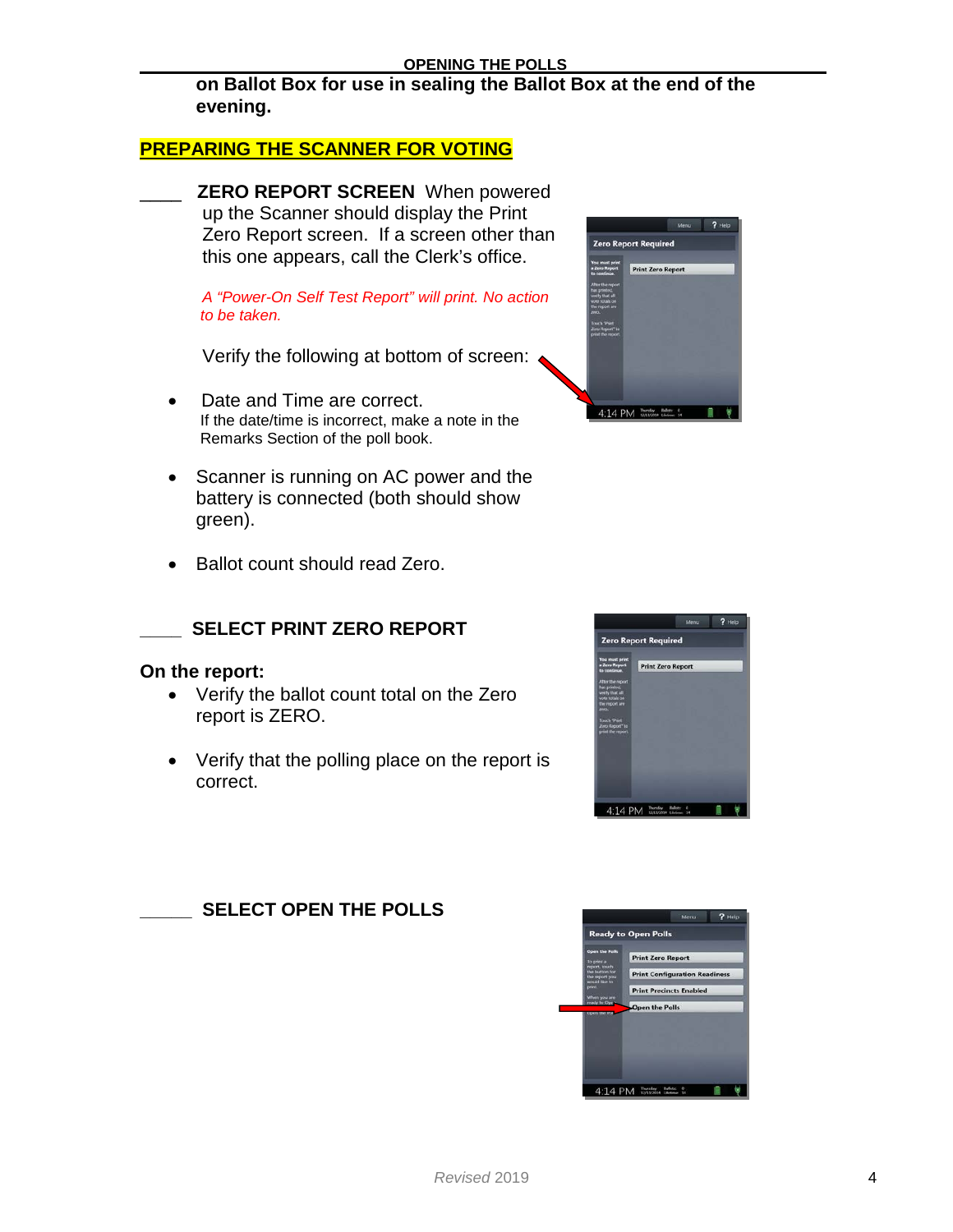**on Ballot Box for use in sealing the Ballot Box at the end of the evening.**

## PREPARING THE SCANNER FOR VOTING

____ **ZERO REPORT SCREEN** When powered up the Scanner should display the Print Zero Report screen. If a screen other than this one appears, call the Clerk's office.

*A "Power-On Self Test Report" will print. No action to be taken.*

Verify the following at bottom of screen:

- Date and Time are correct.
  If the date/time is incorrect, make a note in the Remarks Section of the poll book.

- Scanner is running on AC power and the battery is connected (both should show green).

- Ballot count should read Zero.

____ **SELECT PRINT ZERO REPORT**

**On the report:**

- Verify the ballot count total on the Zero report is ZERO.

- Verify that the polling place on the report is correct.

_____ **SELECT OPEN THE POLLS**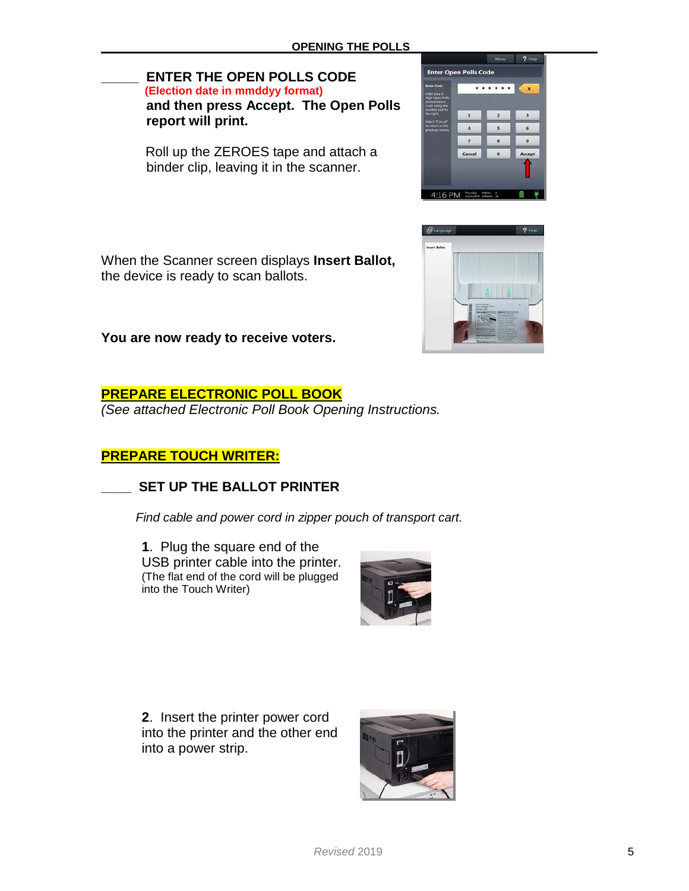## OPENING THE POLLS

_____ **ENTER THE OPEN POLLS CODE**
**(Election date in mmddyy format)**
**and then press Accept. The Open Polls report will print.**

Roll up the ZEROES tape and attach a binder clip, leaving it in the scanner.

When the Scanner screen displays **Insert Ballot,** the device is ready to scan ballots.

**You are now ready to receive voters.**

## PREPARE ELECTRONIC POLL BOOK

*(See attached Electronic Poll Book Opening Instructions.*

## PREPARE TOUCH WRITER:

____ **SET UP THE BALLOT PRINTER**

*Find cable and power cord in zipper pouch of transport cart.*

**1**. Plug the square end of the USB printer cable into the printer. (The flat end of the cord will be plugged into the Touch Writer)

**2**. Insert the printer power cord into the printer and the other end into a power strip.

*Revised* 2019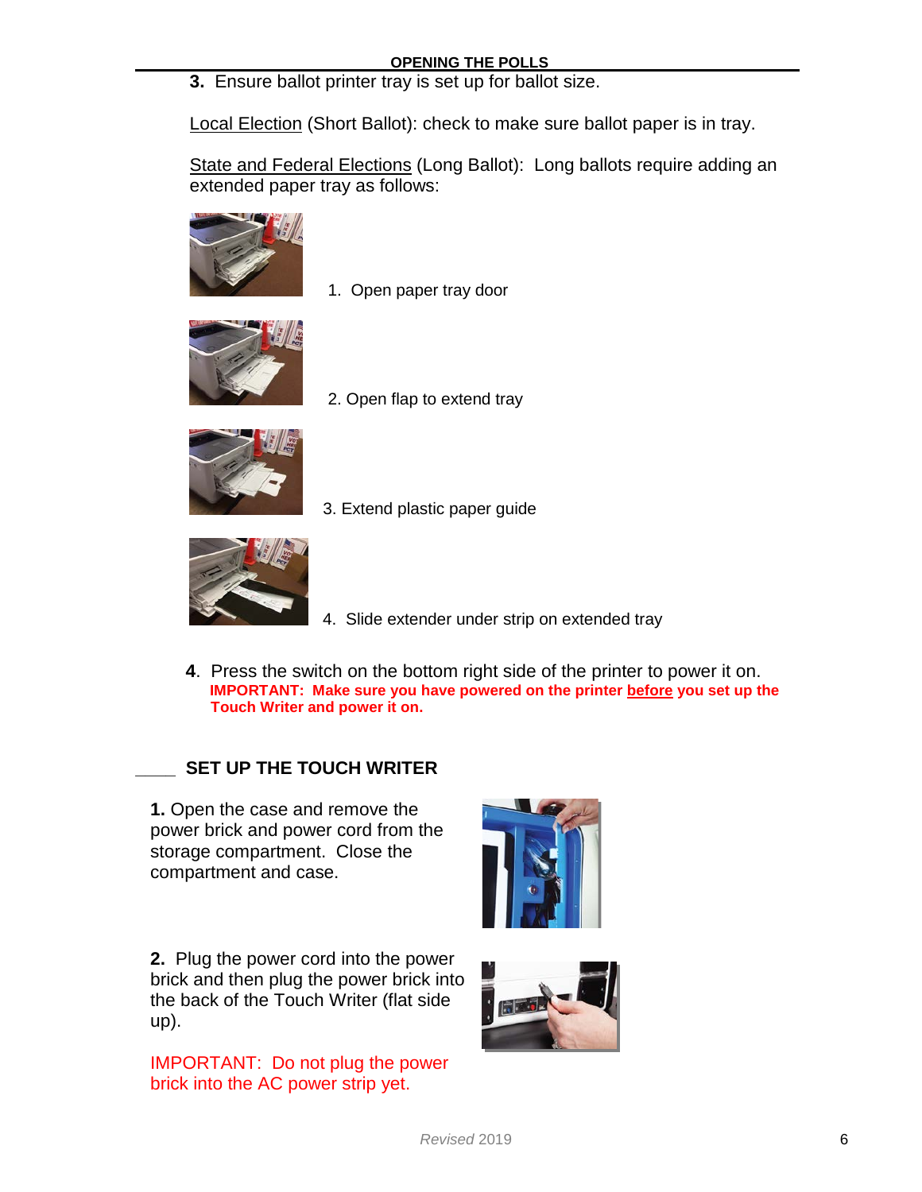**3.** Ensure ballot printer tray is set up for ballot size.

Local Election (Short Ballot): check to make sure ballot paper is in tray.

State and Federal Elections (Long Ballot): Long ballots require adding an extended paper tray as follows:

1. Open paper tray door

2. Open flap to extend tray

3. Extend plastic paper guide

4. Slide extender under strip on extended tray

**4**. Press the switch on the bottom right side of the printer to power it on.
**IMPORTANT: Make sure you have powered on the printer before you set up the Touch Writer and power it on.**

## ____ SET UP THE TOUCH WRITER

**1.** Open the case and remove the power brick and power cord from the storage compartment. Close the compartment and case.

**2.** Plug the power cord into the power brick and then plug the power brick into the back of the Touch Writer (flat side up).

IMPORTANT: Do not plug the power brick into the AC power strip yet.

*Revised* 2019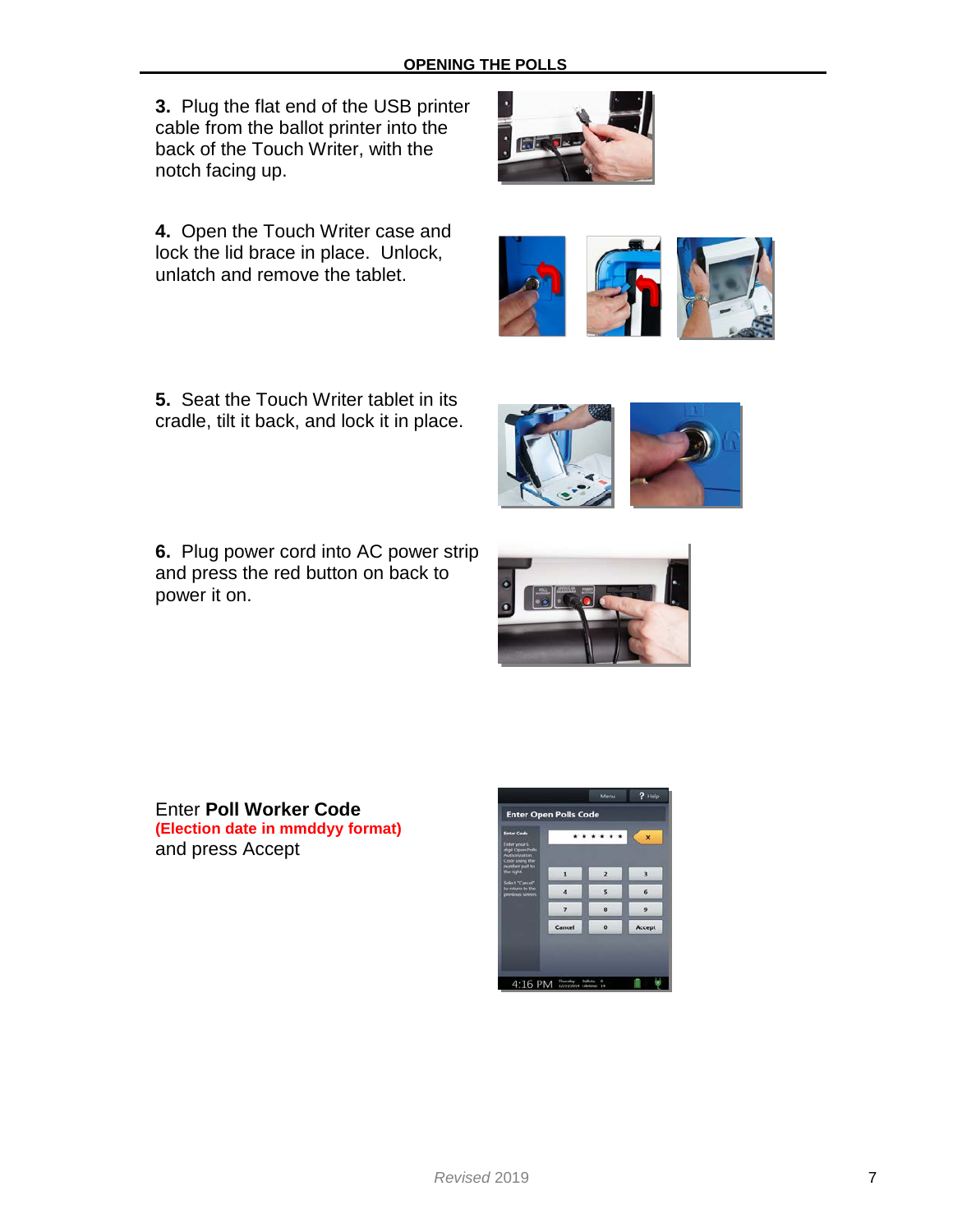## OPENING THE POLLS

**3.** Plug the flat end of the USB printer cable from the ballot printer into the back of the Touch Writer, with the notch facing up.

**4.** Open the Touch Writer case and lock the lid brace in place. Unlock, unlatch and remove the tablet.

**5.** Seat the Touch Writer tablet in its cradle, tilt it back, and lock it in place.

**6.** Plug power cord into AC power strip and press the red button on back to power it on.

Enter **Poll Worker Code**
**(Election date in mmddyy format)**
and press Accept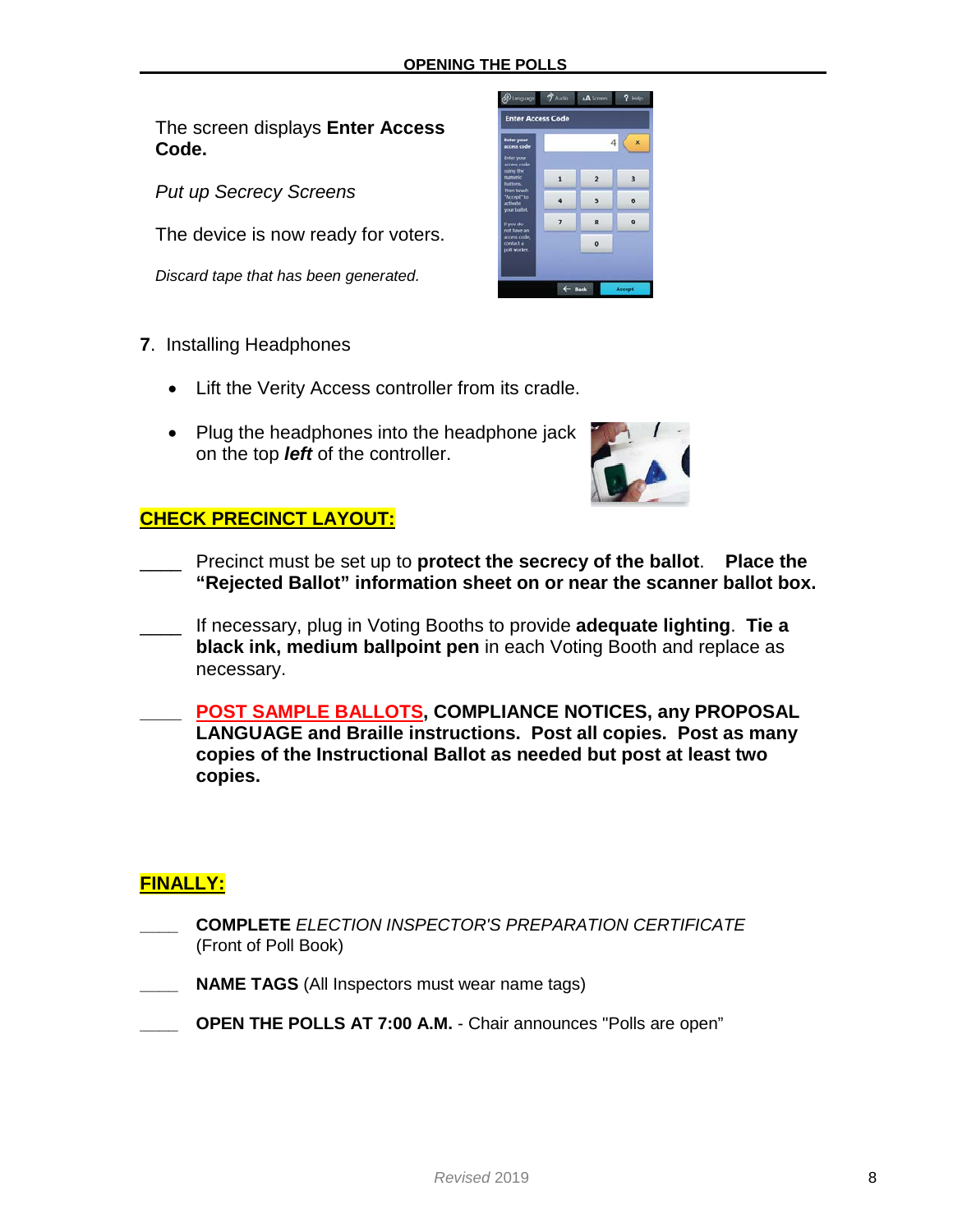The screen displays **Enter Access Code.**

*Put up Secrecy Screens*

The device is now ready for voters.

*Discard tape that has been generated.*

**7**. Installing Headphones

- Lift the Verity Access controller from its cradle.
- Plug the headphones into the headphone jack on the top ***left*** of the controller.

## CHECK PRECINCT LAYOUT:

____ Precinct must be set up to **protect the secrecy of the ballot**. **Place the "Rejected Ballot" information sheet on or near the scanner ballot box.**

____ If necessary, plug in Voting Booths to provide **adequate lighting**. **Tie a black ink, medium ballpoint pen** in each Voting Booth and replace as necessary.

____ **POST SAMPLE BALLOTS, COMPLIANCE NOTICES, any PROPOSAL LANGUAGE and Braille instructions. Post all copies. Post as many copies of the Instructional Ballot as needed but post at least two copies.**

## FINALLY:

____ **COMPLETE** *ELECTION INSPECTOR'S PREPARATION CERTIFICATE* (Front of Poll Book)

____ **NAME TAGS** (All Inspectors must wear name tags)

____ **OPEN THE POLLS AT 7:00 A.M.** - Chair announces "Polls are open"

*Revised* 2019